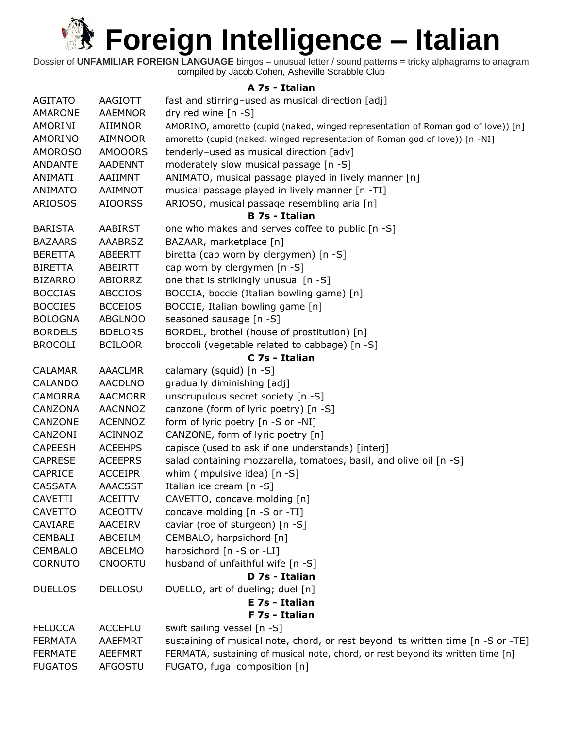# Foreign Intelligence – Italian

Dossier of **UNFAMILIAR FOREIGN LANGUAGE** bingos – unusual letter / sound patterns = tricky alphagrams to anagram compiled by Jacob Cohen, Asheville Scrabble Club

### A 7s - Italian

| | | |
|---|---|---|
| AGITATO | AAGIOTT | fast and stirring–used as musical direction [adj] |
| AMARONE | AAEMNOR | dry red wine [n -S] |
| AMORINI | AIIMNOR | AMORINO, amoretto (cupid (naked, winged representation of Roman god of love)) [n] |
| AMORINO | AIMNOOR | amoretto (cupid (naked, winged representation of Roman god of love)) [n -NI] |
| AMOROSO | AMOOORS | tenderly–used as musical direction [adv] |
| ANDANTE | AADENNT | moderately slow musical passage [n -S] |
| ANIMATI | AAIIMNT | ANIMATO, musical passage played in lively manner [n] |
| ANIMATO | AAIMNOT | musical passage played in lively manner [n -TI] |
| ARIOSOS | AIOORSS | ARIOSO, musical passage resembling aria [n] |

### B 7s - Italian

| | | |
|---|---|---|
| BARISTA | AABIRST | one who makes and serves coffee to public [n -S] |
| BAZAARS | AAABRSZ | BAZAAR, marketplace [n] |
| BERETTA | ABEERTT | biretta (cap worn by clergymen) [n -S] |
| BIRETTA | ABEIRTT | cap worn by clergymen [n -S] |
| BIZARRO | ABIORRZ | one that is strikingly unusual [n -S] |
| BOCCIAS | ABCCIOS | BOCCIA, boccie (Italian bowling game) [n] |
| BOCCIES | BCCEIOS | BOCCIE, Italian bowling game [n] |
| BOLOGNA | ABGLNOO | seasoned sausage [n -S] |
| BORDELS | BDELORS | BORDEL, brothel (house of prostitution) [n] |
| BROCOLI | BCILOOR | broccoli (vegetable related to cabbage) [n -S] |

### C 7s - Italian

| | | |
|---|---|---|
| CALAMAR | AAACLMR | calamary (squid) [n -S] |
| CALANDO | AACDLNO | gradually diminishing [adj] |
| CAMORRA | AACMORR | unscrupulous secret society [n -S] |
| CANZONA | AACNNOZ | canzone (form of lyric poetry) [n -S] |
| CANZONE | ACENNOZ | form of lyric poetry [n -S or -NI] |
| CANZONI | ACINNOZ | CANZONE, form of lyric poetry [n] |
| CAPEESH | ACEEHPS | capisce (used to ask if one understands) [interj] |
| CAPRESE | ACEEPRS | salad containing mozzarella, tomatoes, basil, and olive oil [n -S] |
| CAPRICE | ACCEIPR | whim (impulsive idea) [n -S] |
| CASSATA | AAACSST | Italian ice cream [n -S] |
| CAVETTI | ACEITTV | CAVETTO, concave molding [n] |
| CAVETTO | ACEOTTV | concave molding [n -S or -TI] |
| CAVIARE | AACEIRV | caviar (roe of sturgeon) [n -S] |
| CEMBALI | ABCEILM | CEMBALO, harpsichord [n] |
| CEMBALO | ABCELMO | harpsichord [n -S or -LI] |
| CORNUTO | CNOORTU | husband of unfaithful wife [n -S] |

### D 7s - Italian

| | | |
|---|---|---|
| DUELLOS | DELLOSU | DUELLO, art of dueling; duel [n] |

### E 7s - Italian

### F 7s - Italian

| | | |
|---|---|---|
| FELUCCA | ACCEFLU | swift sailing vessel [n -S] |
| FERMATA | AAEFMRT | sustaining of musical note, chord, or rest beyond its written time [n -S or -TE] |
| FERMATE | AEEFMRT | FERMATA, sustaining of musical note, chord, or rest beyond its written time [n] |
| FUGATOS | AFGOSTU | FUGATO, fugal composition [n] |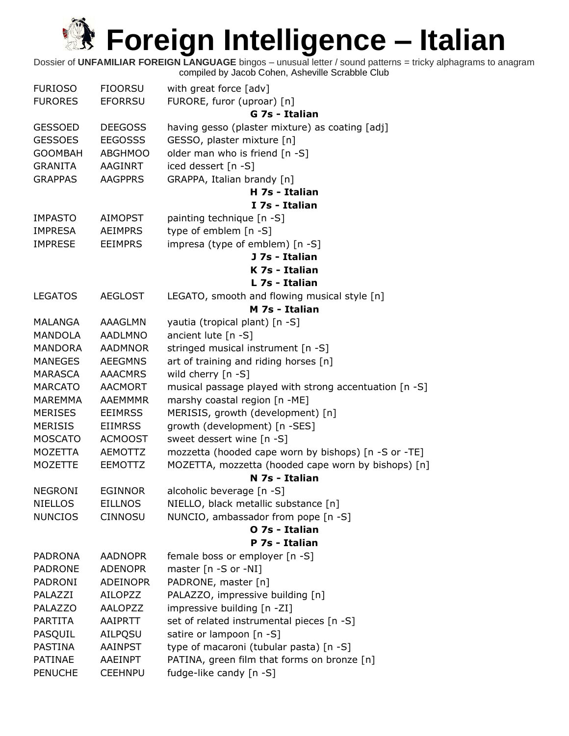# Foreign Intelligence – Italian

Dossier of **UNFAMILIAR FOREIGN LANGUAGE** bingos – unusual letter / sound patterns = tricky alphagrams to anagram
compiled by Jacob Cohen, Asheville Scrabble Club

| | | |
|---|---|---|
| FURIOSO | FIOORSU | with great force [adv] |
| FURORES | EFORRSU | FURORE, furor (uproar) [n] |
| | | **G 7s - Italian** |
| GESSOED | DEEGOSS | having gesso (plaster mixture) as coating [adj] |
| GESSOES | EEGOSSS | GESSO, plaster mixture [n] |
| GOOMBAH | ABGHMOO | older man who is friend [n -S] |
| GRANITA | AAGINRT | iced dessert [n -S] |
| GRAPPAS | AAGPPRS | GRAPPA, Italian brandy [n] |
| | | **H 7s - Italian** |
| | | **I 7s - Italian** |
| IMPASTO | AIMOPST | painting technique [n -S] |
| IMPRESA | AEIMPRS | type of emblem [n -S] |
| IMPRESE | EEIMPRS | impresa (type of emblem) [n -S] |
| | | **J 7s - Italian** |
| | | **K 7s - Italian** |
| | | **L 7s - Italian** |
| LEGATOS | AEGLOST | LEGATO, smooth and flowing musical style [n] |
| | | **M 7s - Italian** |
| MALANGA | AAAGLMN | yautia (tropical plant) [n -S] |
| MANDOLA | AADLMNO | ancient lute [n -S] |
| MANDORA | AADMNOR | stringed musical instrument [n -S] |
| MANEGES | AEEGMNS | art of training and riding horses [n] |
| MARASCA | AAACMRS | wild cherry [n -S] |
| MARCATO | AACMORT | musical passage played with strong accentuation [n -S] |
| MAREMMA | AAEMMMR | marshy coastal region [n -ME] |
| MERISES | EEIMRSS | MERISIS, growth (development) [n] |
| MERISIS | EIIMRSS | growth (development) [n -SES] |
| MOSCATO | ACMOOST | sweet dessert wine [n -S] |
| MOZETTA | AEMOTTZ | mozzetta (hooded cape worn by bishops) [n -S or -TE] |
| MOZETTE | EEMOTTZ | MOZETTA, mozzetta (hooded cape worn by bishops) [n] |
| | | **N 7s - Italian** |
| NEGRONI | EGINNOR | alcoholic beverage [n -S] |
| NIELLOS | EILLNOS | NIELLO, black metallic substance [n] |
| NUNCIOS | CINNOSU | NUNCIO, ambassador from pope [n -S] |
| | | **O 7s - Italian** |
| | | **P 7s - Italian** |
| PADRONA | AADNOPR | female boss or employer [n -S] |
| PADRONE | ADENOPR | master [n -S or -NI] |
| PADRONI | ADEINOPR | PADRONE, master [n] |
| PALAZZI | AILOPZZ | PALAZZO, impressive building [n] |
| PALAZZO | AALOPZZ | impressive building [n -ZI] |
| PARTITA | AAIPRTT | set of related instrumental pieces [n -S] |
| PASQUIL | AILPQSU | satire or lampoon [n -S] |
| PASTINA | AAINPST | type of macaroni (tubular pasta) [n -S] |
| PATINAE | AAEINPT | PATINA, green film that forms on bronze [n] |
| PENUCHE | CEEHNPU | fudge-like candy [n -S] |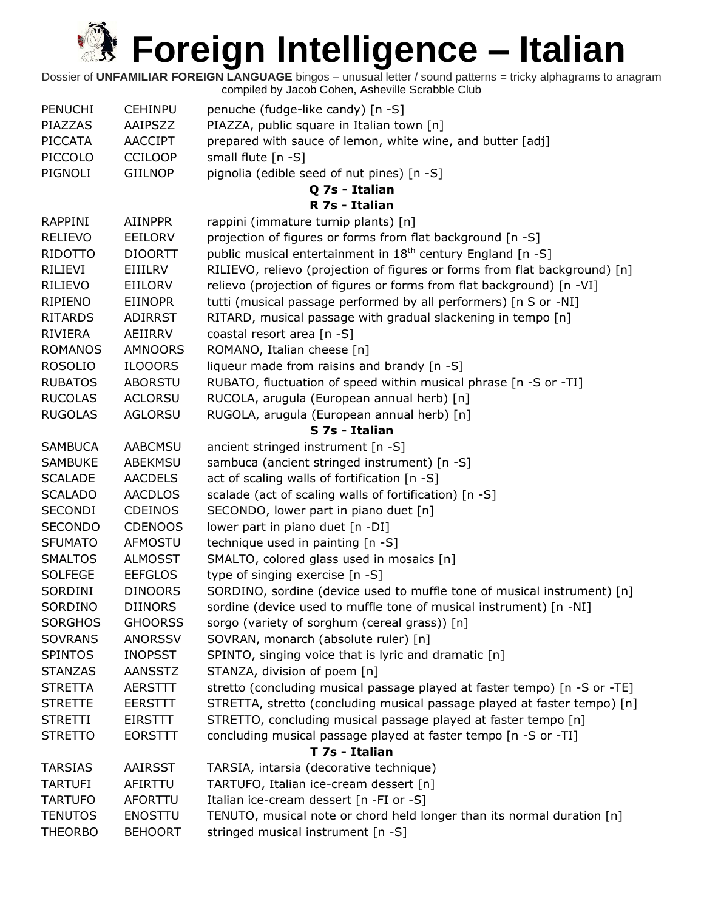# Foreign Intelligence – Italian

Dossier of **UNFAMILIAR FOREIGN LANGUAGE** bingos – unusual letter / sound patterns = tricky alphagrams to anagram
compiled by Jacob Cohen, Asheville Scrabble Club

| | | |
|---|---|---|
| PENUCHI | CEHINPU | penuche (fudge-like candy) [n -S] |
| PIAZZAS | AAIPSZZ | PIAZZA, public square in Italian town [n] |
| PICCATA | AACCIPT | prepared with sauce of lemon, white wine, and butter [adj] |
| PICCOLO | CCILOOP | small flute [n -S] |
| PIGNOLI | GIILNOP | pignolia (edible seed of nut pines) [n -S] |

**Q 7s - Italian**

**R 7s - Italian**

| | | |
|---|---|---|
| RAPPINI | AIINPPR | rappini (immature turnip plants) [n] |
| RELIEVO | EEILORV | projection of figures or forms from flat background [n -S] |
| RIDOTTO | DIOORTT | public musical entertainment in 18th century England [n -S] |
| RILIEVI | EIIILRV | RILIEVO, relievo (projection of figures or forms from flat background) [n] |
| RILIEVO | EIILORV | relievo (projection of figures or forms from flat background) [n -VI] |
| RIPIENO | EIINOPR | tutti (musical passage performed by all performers) [n S or -NI] |
| RITARDS | ADIRRST | RITARD, musical passage with gradual slackening in tempo [n] |
| RIVIERA | AEIIRRV | coastal resort area [n -S] |
| ROMANOS | AMNOORS | ROMANO, Italian cheese [n] |
| ROSOLIO | ILOOORS | liqueur made from raisins and brandy [n -S] |
| RUBATOS | ABORSTU | RUBATO, fluctuation of speed within musical phrase [n -S or -TI] |
| RUCOLAS | ACLORSU | RUCOLA, arugula (European annual herb) [n] |
| RUGOLAS | AGLORSU | RUGOLA, arugula (European annual herb) [n] |

**S 7s - Italian**

| | | |
|---|---|---|
| SAMBUCA | AABCMSU | ancient stringed instrument [n -S] |
| SAMBUKE | ABEKMSU | sambuca (ancient stringed instrument) [n -S] |
| SCALADE | AACDELS | act of scaling walls of fortification [n -S] |
| SCALADO | AACDLOS | scalade (act of scaling walls of fortification) [n -S] |
| SECONDI | CDEINOS | SECONDO, lower part in piano duet [n] |
| SECONDO | CDENOOS | lower part in piano duet [n -DI] |
| SFUMATO | AFMOSTU | technique used in painting [n -S] |
| SMALTOS | ALMOSST | SMALTO, colored glass used in mosaics [n] |
| SOLFEGE | EEFGLOS | type of singing exercise [n -S] |
| SORDINI | DINOORS | SORDINO, sordine (device used to muffle tone of musical instrument) [n] |
| SORDINO | DIINORS | sordine (device used to muffle tone of musical instrument) [n -NI] |
| SORGHOS | GHOORSS | sorgo (variety of sorghum (cereal grass)) [n] |
| SOVRANS | ANORSSV | SOVRAN, monarch (absolute ruler) [n] |
| SPINTOS | INOPSST | SPINTO, singing voice that is lyric and dramatic [n] |
| STANZAS | AANSSTZ | STANZA, division of poem [n] |
| STRETTA | AERSTTT | stretto (concluding musical passage played at faster tempo) [n -S or -TE] |
| STRETTE | EERSTTT | STRETTA, stretto (concluding musical passage played at faster tempo) [n] |
| STRETTI | EIRSTTT | STRETTO, concluding musical passage played at faster tempo [n] |
| STRETTO | EORSTTT | concluding musical passage played at faster tempo [n -S or -TI] |

**T 7s - Italian**

| | | |
|---|---|---|
| TARSIAS | AAIRSST | TARSIA, intarsia (decorative technique) |
| TARTUFI | AFIRTTU | TARTUFO, Italian ice-cream dessert [n] |
| TARTUFO | AFORTTU | Italian ice-cream dessert [n -FI or -S] |
| TENUTOS | ENOSTTU | TENUTO, musical note or chord held longer than its normal duration [n] |
| THEORBO | BEHOORT | stringed musical instrument [n -S] |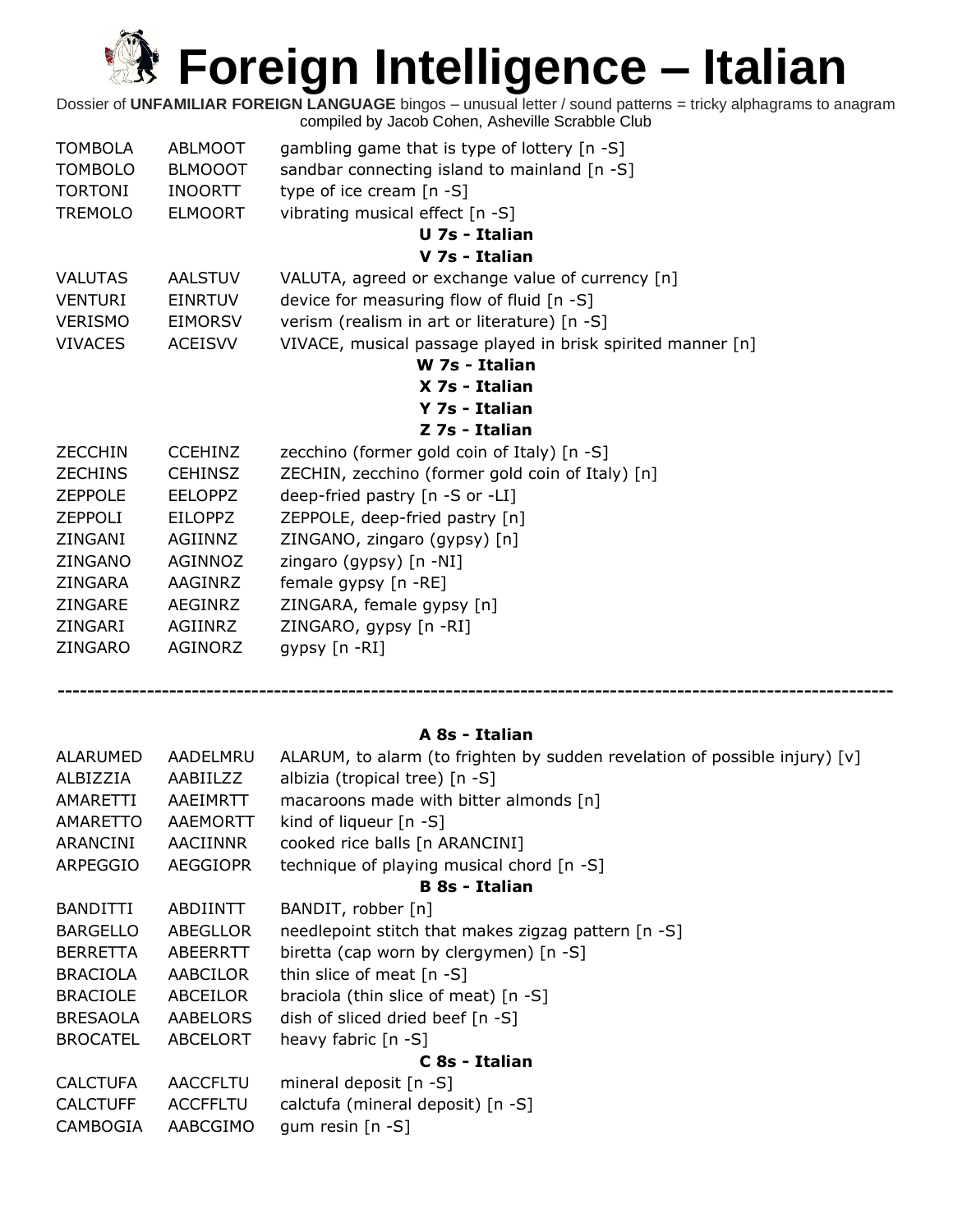# Foreign Intelligence – Italian

Dossier of **UNFAMILIAR FOREIGN LANGUAGE** bingos – unusual letter / sound patterns = tricky alphagrams to anagram compiled by Jacob Cohen, Asheville Scrabble Club

| | | |
|---|---|---|
| TOMBOLA | ABLMOOT | gambling game that is type of lottery [n -S] |
| TOMBOLO | BLMOOOT | sandbar connecting island to mainland [n -S] |
| TORTONI | INOORTT | type of ice cream [n -S] |
| TREMOLO | ELMOORT | vibrating musical effect [n -S] |

**U 7s - Italian**

**V 7s - Italian**

| | | |
|---|---|---|
| VALUTAS | AALSTUV | VALUTA, agreed or exchange value of currency [n] |
| VENTURI | EINRTUV | device for measuring flow of fluid [n -S] |
| VERISMO | EIMORSV | verism (realism in art or literature) [n -S] |
| VIVACES | ACEISVV | VIVACE, musical passage played in brisk spirited manner [n] |

**W 7s - Italian**

**X 7s - Italian**

**Y 7s - Italian**

**Z 7s - Italian**

| | | |
|---|---|---|
| ZECCHIN | CCEHINZ | zecchino (former gold coin of Italy) [n -S] |
| ZECHINS | CEHINSZ | ZECHIN, zecchino (former gold coin of Italy) [n] |
| ZEPPOLE | EELOPPZ | deep-fried pastry [n -S or -LI] |
| ZEPPOLI | EILOPPZ | ZEPPOLE, deep-fried pastry [n] |
| ZINGANI | AGIINNZ | ZINGANO, zingaro (gypsy) [n] |
| ZINGANO | AGINNOZ | zingaro (gypsy) [n -NI] |
| ZINGARA | AAGINRZ | female gypsy [n -RE] |
| ZINGARE | AEGINRZ | ZINGARA, female gypsy [n] |
| ZINGARI | AGIINRZ | ZINGARO, gypsy [n -RI] |
| ZINGARO | AGINORZ | gypsy [n -RI] |

---

**A 8s - Italian**

| | | |
|---|---|---|
| ALARUMED | AADELMRU | ALARUM, to alarm (to frighten by sudden revelation of possible injury) [v] |
| ALBIZZIA | AABIILZZ | albizia (tropical tree) [n -S] |
| AMARETTI | AAEIMRTT | macaroons made with bitter almonds [n] |
| AMARETTO | AAEMORTT | kind of liqueur [n -S] |
| ARANCINI | AACIINNR | cooked rice balls [n ARANCINI] |
| ARPEGGIO | AEGGIOPR | technique of playing musical chord [n -S] |

**B 8s - Italian**

| | | |
|---|---|---|
| BANDITTI | ABDIINTT | BANDIT, robber [n] |
| BARGELLO | ABEGLLOR | needlepoint stitch that makes zigzag pattern [n -S] |
| BERRETTA | ABEERRTT | biretta (cap worn by clergymen) [n -S] |
| BRACIOLA | AABCILOR | thin slice of meat [n -S] |
| BRACIOLE | ABCEILOR | braciola (thin slice of meat) [n -S] |
| BRESAOLA | AABELORS | dish of sliced dried beef [n -S] |
| BROCATEL | ABCELORT | heavy fabric [n -S] |

**C 8s - Italian**

| | | |
|---|---|---|
| CALCTUFA | AACCFLTU | mineral deposit [n -S] |
| CALCTUFF | ACCFFLTU | calctufa (mineral deposit) [n -S] |
| CAMBOGIA | AABCGIMO | gum resin [n -S] |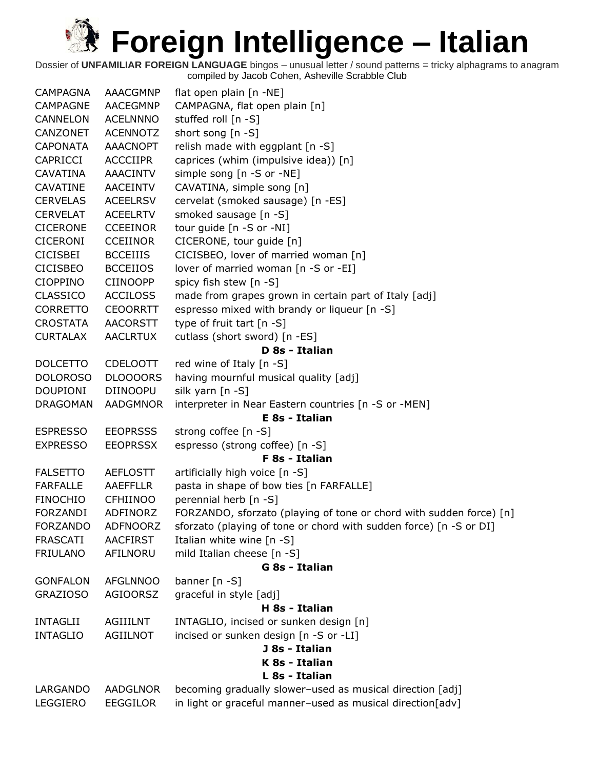# Foreign Intelligence – Italian

Dossier of **UNFAMILIAR FOREIGN LANGUAGE** bingos – unusual letter / sound patterns = tricky alphagrams to anagram
compiled by Jacob Cohen, Asheville Scrabble Club

| | | |
|---|---|---|
| CAMPAGNA | AAACGMNP | flat open plain [n -NE] |
| CAMPAGNE | AACEGMNP | CAMPAGNA, flat open plain [n] |
| CANNELON | ACELNNNO | stuffed roll [n -S] |
| CANZONET | ACENNOTZ | short song [n -S] |
| CAPONATA | AAACNOPT | relish made with eggplant [n -S] |
| CAPRICCI | ACCCIIPR | caprices (whim (impulsive idea)) [n] |
| CAVATINA | AAACINTV | simple song [n -S or -NE] |
| CAVATINE | AACEINTV | CAVATINA, simple song [n] |
| CERVELAS | ACEELRSV | cervelat (smoked sausage) [n -ES] |
| CERVELAT | ACEELRTV | smoked sausage [n -S] |
| CICERONE | CCEEINOR | tour guide [n -S or -NI] |
| CICERONI | CCEIINOR | CICERONE, tour guide [n] |
| CICISBEI | BCCEIIIS | CICISBEO, lover of married woman [n] |
| CICISBEO | BCCEIIOS | lover of married woman [n -S or -EI] |
| CIOPPINO | CIINOOPP | spicy fish stew [n -S] |
| CLASSICO | ACCILOSS | made from grapes grown in certain part of Italy [adj] |
| CORRETTO | CEOORRTT | espresso mixed with brandy or liqueur [n -S] |
| CROSTATA | AACORSTT | type of fruit tart [n -S] |
| CURTALAX | AACLRTUX | cutlass (short sword) [n -ES] |
| | | **D 8s - Italian** |
| DOLCETTO | CDELOOTT | red wine of Italy [n -S] |
| DOLOROSO | DLOOOORS | having mournful musical quality [adj] |
| DOUPIONI | DIINOOPU | silk yarn [n -S] |
| DRAGOMAN | AADGMNOR | interpreter in Near Eastern countries [n -S or -MEN] |
| | | **E 8s - Italian** |
| ESPRESSO | EEOPRSSS | strong coffee [n -S] |
| EXPRESSO | EEOPRSSX | espresso (strong coffee) [n -S] |
| | | **F 8s - Italian** |
| FALSETTO | AEFLOSTT | artificially high voice [n -S] |
| FARFALLE | AAEFFLLR | pasta in shape of bow ties [n FARFALLE] |
| FINOCHIO | CFHIINOO | perennial herb [n -S] |
| FORZANDI | ADFINORZ | FORZANDO, sforzato (playing of tone or chord with sudden force) [n] |
| FORZANDO | ADFNOORZ | sforzato (playing of tone or chord with sudden force) [n -S or DI] |
| FRASCATI | AACFIRST | Italian white wine [n -S] |
| FRIULANO | AFILNORU | mild Italian cheese [n -S] |
| | | **G 8s - Italian** |
| GONFALON | AFGLNNOO | banner [n -S] |
| GRAZIOSO | AGIOORSZ | graceful in style [adj] |
| | | **H 8s - Italian** |
| INTAGLII | AGIIILNT | INTAGLIO, incised or sunken design [n] |
| INTAGLIO | AGIILNOT | incised or sunken design [n -S or -LI] |
| | | **J 8s - Italian** |
| | | **K 8s - Italian** |
| | | **L 8s - Italian** |
| LARGANDO | AADGLNOR | becoming gradually slower–used as musical direction [adj] |
| LEGGIERO | EEGGILOR | in light or graceful manner–used as musical direction[adv] |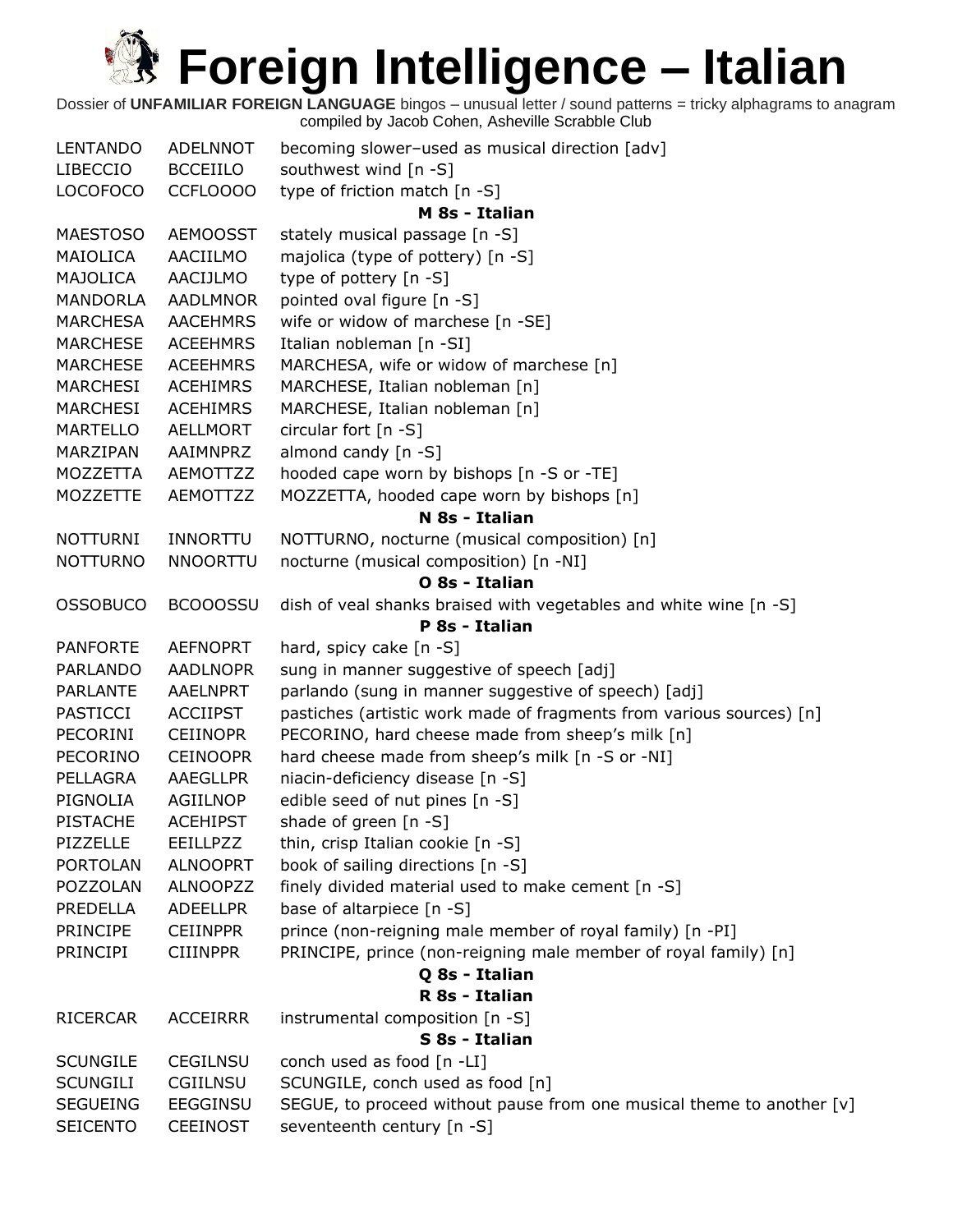# Foreign Intelligence – Italian

Dossier of **UNFAMILIAR FOREIGN LANGUAGE** bingos – unusual letter / sound patterns = tricky alphagrams to anagram
compiled by Jacob Cohen, Asheville Scrabble Club

| | | |
|---|---|---|
| LENTANDO | ADELNNOT | becoming slower–used as musical direction [adv] |
| LIBECCIO | BCCEIILO | southwest wind [n -S] |
| LOCOFOCO | CCFLOOOO | type of friction match [n -S] |
| | | **M 8s - Italian** |
| MAESTOSO | AEMOOSST | stately musical passage [n -S] |
| MAIOLICA | AACIILMO | majolica (type of pottery) [n -S] |
| MAJOLICA | AACIJLMO | type of pottery [n -S] |
| MANDORLA | AADLMNOR | pointed oval figure [n -S] |
| MARCHESA | AACEHMRS | wife or widow of marchese [n -SE] |
| MARCHESE | ACEEHMRS | Italian nobleman [n -SI] |
| MARCHESE | ACEEHMRS | MARCHESA, wife or widow of marchese [n] |
| MARCHESI | ACEHIMRS | MARCHESE, Italian nobleman [n] |
| MARCHESI | ACEHIMRS | MARCHESE, Italian nobleman [n] |
| MARTELLO | AELLMORT | circular fort [n -S] |
| MARZIPAN | AAIMNPRZ | almond candy [n -S] |
| MOZZETTA | AEMOTTZZ | hooded cape worn by bishops [n -S or -TE] |
| MOZZETTE | AEMOTTZZ | MOZZETTA, hooded cape worn by bishops [n] |
| | | **N 8s - Italian** |
| NOTTURNI | INNORTTU | NOTTURNO, nocturne (musical composition) [n] |
| NOTTURNO | NNOORTTU | nocturne (musical composition) [n -NI] |
| | | **O 8s - Italian** |
| OSSOBUCO | BCOOOSSU | dish of veal shanks braised with vegetables and white wine [n -S] |
| | | **P 8s - Italian** |
| PANFORTE | AEFNOPRT | hard, spicy cake [n -S] |
| PARLANDO | AADLNOPR | sung in manner suggestive of speech [adj] |
| PARLANTE | AAELNPRT | parlando (sung in manner suggestive of speech) [adj] |
| PASTICCI | ACCIIPST | pastiches (artistic work made of fragments from various sources) [n] |
| PECORINI | CEIINOPR | PECORINO, hard cheese made from sheep's milk [n] |
| PECORINO | CEINOOPR | hard cheese made from sheep's milk [n -S or -NI] |
| PELLAGRA | AAEGLLPR | niacin-deficiency disease [n -S] |
| PIGNOLIA | AGIILNOP | edible seed of nut pines [n -S] |
| PISTACHE | ACEHIPST | shade of green [n -S] |
| PIZZELLE | EEILLPZZ | thin, crisp Italian cookie [n -S] |
| PORTOLAN | ALNOOPRT | book of sailing directions [n -S] |
| POZZOLAN | ALNOOPZZ | finely divided material used to make cement [n -S] |
| PREDELLA | ADEELLPR | base of altarpiece [n -S] |
| PRINCIPE | CEIINPPR | prince (non-reigning male member of royal family) [n -PI] |
| PRINCIPI | CIIINPPR | PRINCIPE, prince (non-reigning male member of royal family) [n] |
| | | **Q 8s - Italian** |
| | | **R 8s - Italian** |
| RICERCAR | ACCEIRRR | instrumental composition [n -S] |
| | | **S 8s - Italian** |
| SCUNGILE | CEGILNSU | conch used as food [n -LI] |
| SCUNGILI | CGIILNSU | SCUNGILE, conch used as food [n] |
| SEGUEING | EEGGINSU | SEGUE, to proceed without pause from one musical theme to another [v] |
| SEICENTO | CEEINOST | seventeenth century [n -S] |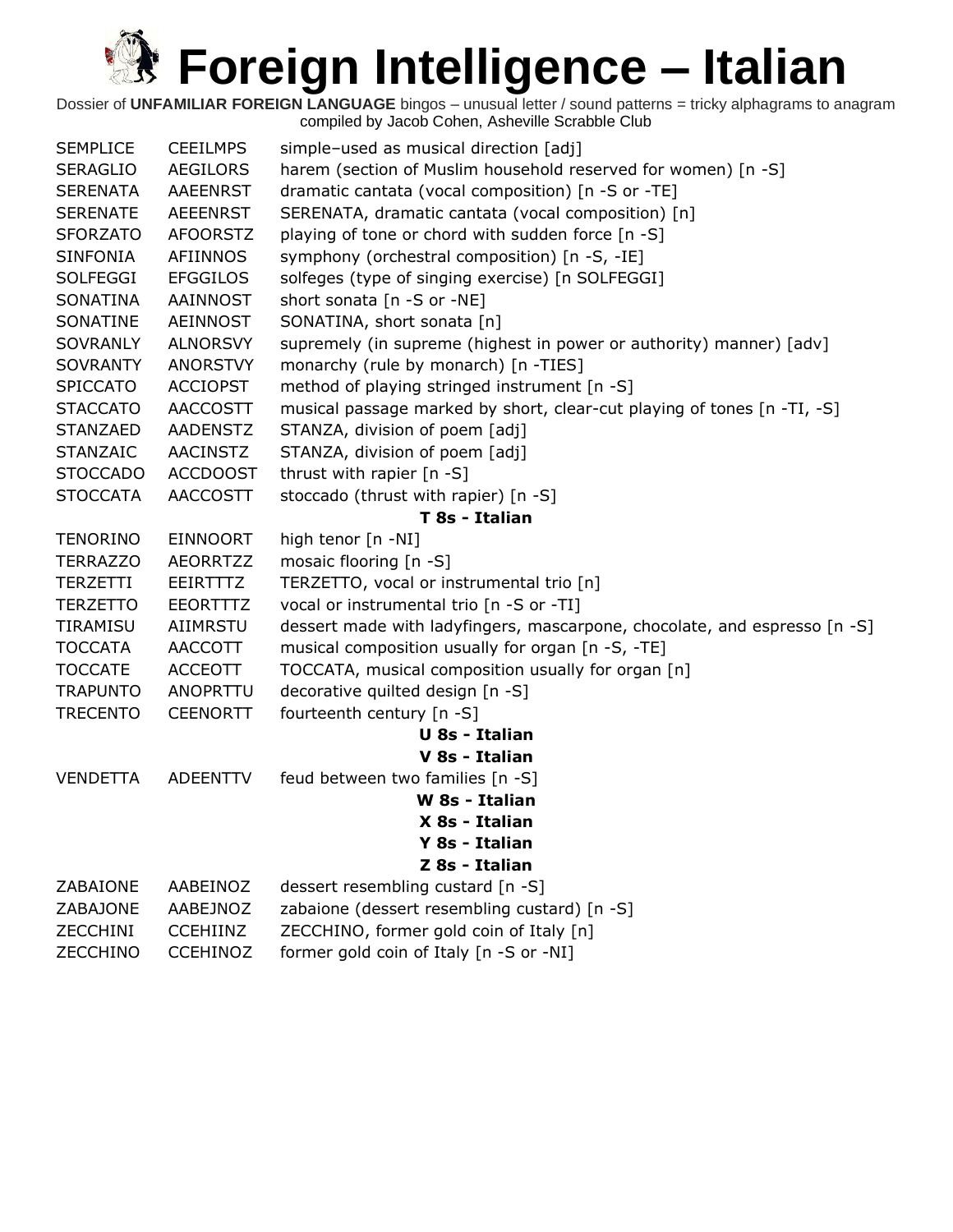# Foreign Intelligence – Italian

Dossier of **UNFAMILIAR FOREIGN LANGUAGE** bingos – unusual letter / sound patterns = tricky alphagrams to anagram
compiled by Jacob Cohen, Asheville Scrabble Club

| | | |
|---|---|---|
| SEMPLICE | CEEILMPS | simple–used as musical direction [adj] |
| SERAGLIO | AEGILORS | harem (section of Muslim household reserved for women) [n -S] |
| SERENATA | AAEENRST | dramatic cantata (vocal composition) [n -S or -TE] |
| SERENATE | AEEENRST | SERENATA, dramatic cantata (vocal composition) [n] |
| SFORZATO | AFOORSTZ | playing of tone or chord with sudden force [n -S] |
| SINFONIA | AFIINNOS | symphony (orchestral composition) [n -S, -IE] |
| SOLFEGGI | EFGGILOS | solfeges (type of singing exercise) [n SOLFEGGI] |
| SONATINA | AAINNOST | short sonata [n -S or -NE] |
| SONATINE | AEINNOST | SONATINA, short sonata [n] |
| SOVRANLY | ALNORSVY | supremely (in supreme (highest in power or authority) manner) [adv] |
| SOVRANTY | ANORSTVY | monarchy (rule by monarch) [n -TIES] |
| SPICCATO | ACCIOPST | method of playing stringed instrument [n -S] |
| STACCATO | AACCOSTT | musical passage marked by short, clear-cut playing of tones [n -TI, -S] |
| STANZAED | AADENSTZ | STANZA, division of poem [adj] |
| STANZAIC | AACINSTZ | STANZA, division of poem [adj] |
| STOCCADO | ACCDOOST | thrust with rapier [n -S] |
| STOCCATA | AACCOSTT | stoccado (thrust with rapier) [n -S] |
| | | **T 8s - Italian** |
| TENORINO | EINNOORT | high tenor [n -NI] |
| TERRAZZO | AEORRTZZ | mosaic flooring [n -S] |
| TERZETTI | EEIRTTTZ | TERZETTO, vocal or instrumental trio [n] |
| TERZETTO | EEORTTTZ | vocal or instrumental trio [n -S or -TI] |
| TIRAMISU | AIIMRSTU | dessert made with ladyfingers, mascarpone, chocolate, and espresso [n -S] |
| TOCCATA | AACCOTT | musical composition usually for organ [n -S, -TE] |
| TOCCATE | ACCEOTT | TOCCATA, musical composition usually for organ [n] |
| TRAPUNTO | ANOPRTTU | decorative quilted design [n -S] |
| TRECENTO | CEENORTT | fourteenth century [n -S] |
| | | **U 8s - Italian** |
| | | **V 8s - Italian** |
| VENDETTA | ADEENTTV | feud between two families [n -S] |
| | | **W 8s - Italian** |
| | | **X 8s - Italian** |
| | | **Y 8s - Italian** |
| | | **Z 8s - Italian** |
| ZABAIONE | AABEINOZ | dessert resembling custard [n -S] |
| ZABAJONE | AABEJNOZ | zabaione (dessert resembling custard) [n -S] |
| ZECCHINI | CCEHIINZ | ZECCHINO, former gold coin of Italy [n] |
| ZECCHINO | CCEHINOZ | former gold coin of Italy [n -S or -NI] |